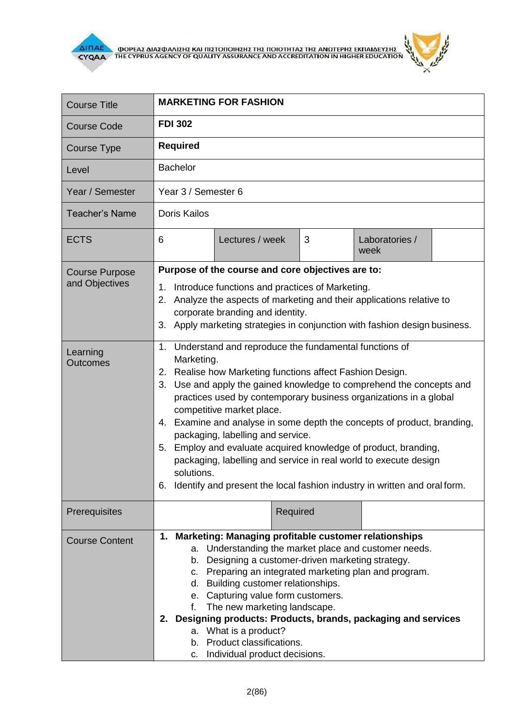| Course Title | **MARKETING FOR FASHION** | | | | |
|---|---|---|---|---|---|
| Course Code | **FDI 302** | | | | |
| Course Type | **Required** | | | | |
| Level | Bachelor | | | | |
| Year / Semester | Year 3 / Semester 6 | | | | |
| Teacher's Name | Doris Kailos | | | | |
| ECTS | 6 | Lectures / week | 3 | Laboratories / week | |
| Course Purpose and Objectives | **Purpose of the course and core objectives are to:**<br>1. Introduce functions and practices of Marketing.<br>2. Analyze the aspects of marketing and their applications relative to corporate branding and identity.<br>3. Apply marketing strategies in conjunction with fashion design business. | | | | |
| Learning Outcomes | 1. Understand and reproduce the fundamental functions of Marketing.<br>2. Realise how Marketing functions affect Fashion Design.<br>3. Use and apply the gained knowledge to comprehend the concepts and practices used by contemporary business organizations in a global competitive market place.<br>4. Examine and analyse in some depth the concepts of product, branding, packaging, labelling and service.<br>5. Employ and evaluate acquired knowledge of product, branding, packaging, labelling and service in real world to execute design solutions.<br>6. Identify and present the local fashion industry in written and oral form. | | | | |
| Prerequisites | | | Required | | |
| Course Content | **1. Marketing: Managing profitable customer relationships**<br>a. Understanding the market place and customer needs.<br>b. Designing a customer-driven marketing strategy.<br>c. Preparing an integrated marketing plan and program.<br>d. Building customer relationships.<br>e. Capturing value form customers.<br>f. The new marketing landscape.<br>**2. Designing products: Products, brands, packaging and services**<br>a. What is a product?<br>b. Product classifications.<br>c. Individual product decisions. | | | | |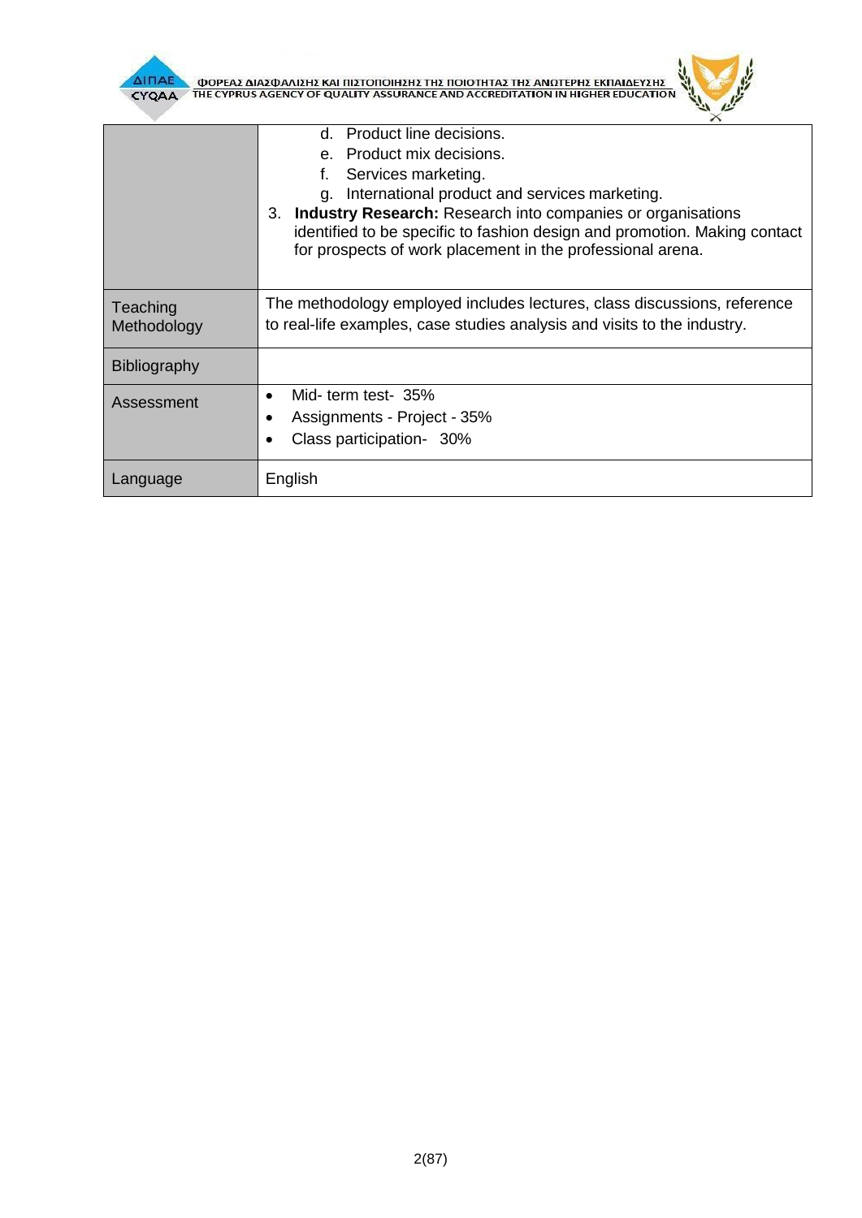| | |
|---|---|
| | d. Product line decisions.<br>e. Product mix decisions.<br>f. Services marketing.<br>g. International product and services marketing.<br>3. **Industry Research:** Research into companies or organisations identified to be specific to fashion design and promotion. Making contact for prospects of work placement in the professional arena. |
| Teaching Methodology | The methodology employed includes lectures, class discussions, reference to real-life examples, case studies analysis and visits to the industry. |
| Bibliography | |
| Assessment | • Mid- term test- 35%<br>• Assignments - Project - 35%<br>• Class participation- 30% |
| Language | English |